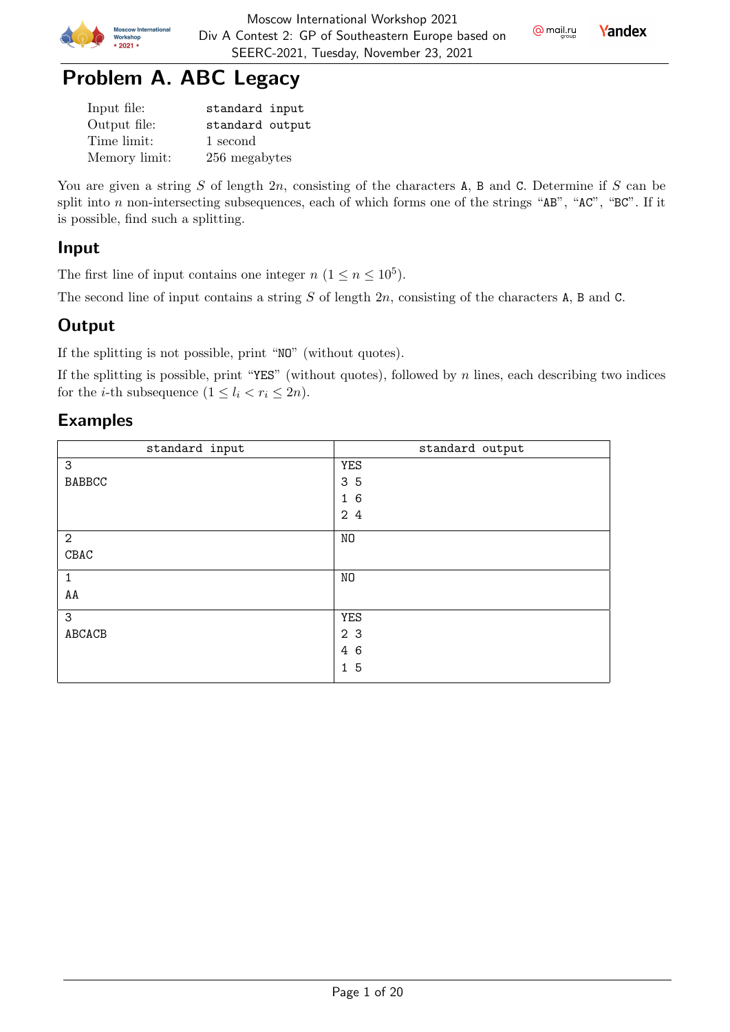# Problem A. ABC Legacy

| | |
|---|---|
| Input file: | standard input |
| Output file: | standard output |
| Time limit: | 1 second |
| Memory limit: | 256 megabytes |

You are given a string $S$ of length $2n$, consisting of the characters A, B and C. Determine if $S$ can be split into $n$ non-intersecting subsequences, each of which forms one of the strings "AB", "AC", "BC". If it is possible, find such a splitting.

## Input

The first line of input contains one integer $n$ ($1 \le n \le 10^5$).

The second line of input contains a string $S$ of length $2n$, consisting of the characters A, B and C.

## Output

If the splitting is not possible, print "NO" (without quotes).

If the splitting is possible, print "YES" (without quotes), followed by $n$ lines, each describing two indices for the $i$-th subsequence ($1 \le l_i < r_i \le 2n$).

## Examples

| standard input | standard output |
|---|---|
| 3<br>BABBCC | YES<br>3 5<br>1 6<br>2 4 |
| 2<br>CBAC | NO |
| 1<br>AA | NO |
| 3<br>ABCACB | YES<br>2 3<br>4 6<br>1 5 |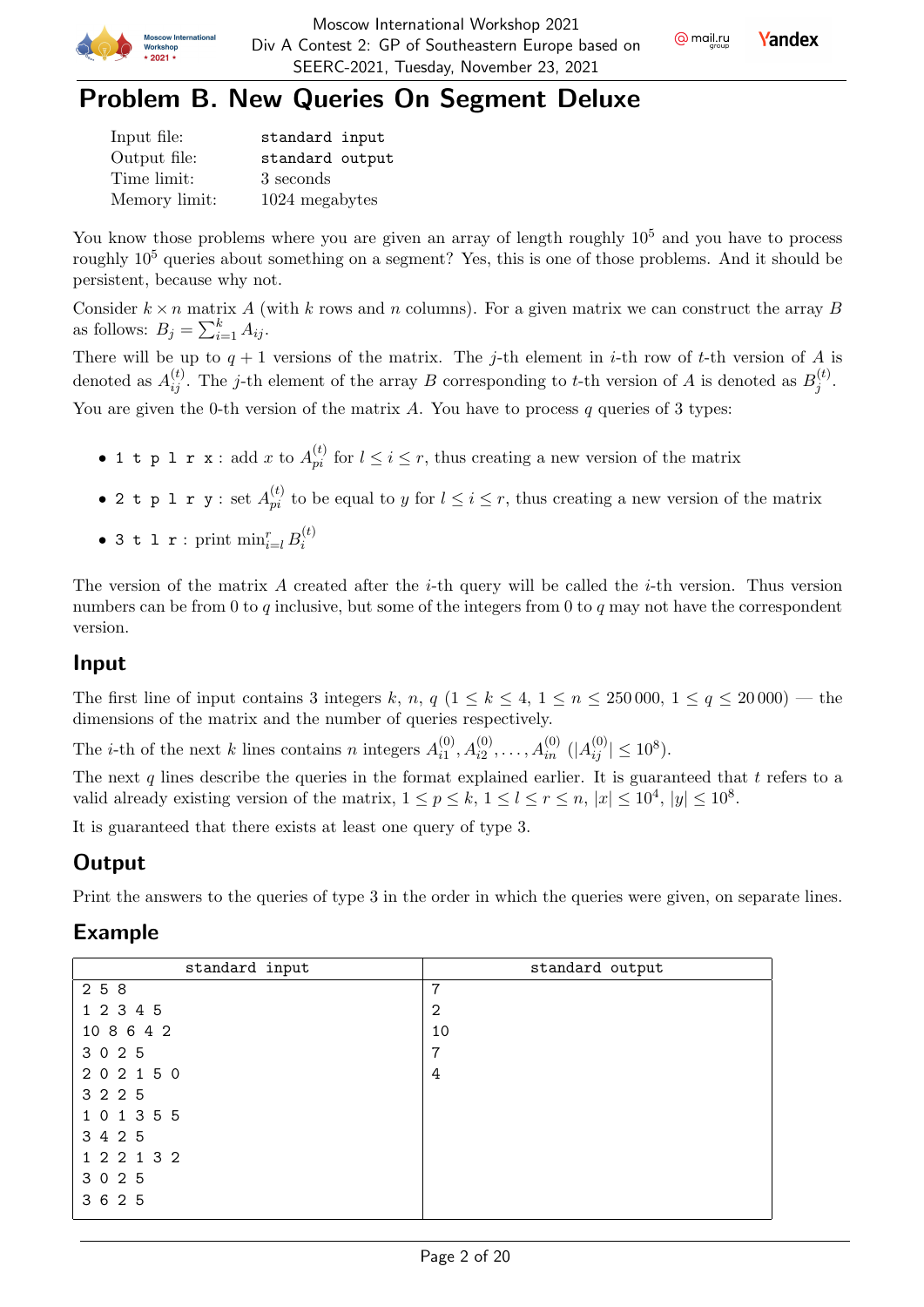# Problem B. New Queries On Segment Deluxe

| | |
|---|---|
| Input file: | standard input |
| Output file: | standard output |
| Time limit: | 3 seconds |
| Memory limit: | 1024 megabytes |

You know those problems where you are given an array of length roughly $10^5$ and you have to process roughly $10^5$ queries about something on a segment? Yes, this is one of those problems. And it should be persistent, because why not.

Consider $k \times n$ matrix $A$ (with $k$ rows and $n$ columns). For a given matrix we can construct the array $B$ as follows: $B_j = \sum_{i=1}^{k} A_{ij}$.

There will be up to $q + 1$ versions of the matrix. The $j$-th element in $i$-th row of $t$-th version of $A$ is denoted as $A_{ij}^{(t)}$. The $j$-th element of the array $B$ corresponding to $t$-th version of $A$ is denoted as $B_j^{(t)}$.

You are given the 0-th version of the matrix $A$. You have to process $q$ queries of 3 types:

- `1 t p l r x` : add $x$ to $A_{pi}^{(t)}$ for $l \le i \le r$, thus creating a new version of the matrix
- `2 t p l r y` : set $A_{pi}^{(t)}$ to be equal to $y$ for $l \le i \le r$, thus creating a new version of the matrix
- `3 t l r` : print $\min_{i=l}^{r} B_i^{(t)}$

The version of the matrix $A$ created after the $i$-th query will be called the $i$-th version. Thus version numbers can be from 0 to $q$ inclusive, but some of the integers from 0 to $q$ may not have the correspondent version.

## Input

The first line of input contains 3 integers $k$, $n$, $q$ ($1 \le k \le 4$, $1 \le n \le 250\,000$, $1 \le q \le 20\,000$) — the dimensions of the matrix and the number of queries respectively.

The $i$-th of the next $k$ lines contains $n$ integers $A_{i1}^{(0)}, A_{i2}^{(0)}, \ldots, A_{in}^{(0)}$ ($|A_{ij}^{(0)}| \le 10^8$).

The next $q$ lines describe the queries in the format explained earlier. It is guaranteed that $t$ refers to a valid already existing version of the matrix, $1 \le p \le k$, $1 \le l \le r \le n$, $|x| \le 10^4$, $|y| \le 10^8$.

It is guaranteed that there exists at least one query of type 3.

## Output

Print the answers to the queries of type 3 in the order in which the queries were given, on separate lines.

## Example

| standard input | standard output |
|---|---|
| 2 5 8<br>1 2 3 4 5<br>10 8 6 4 2<br>3 0 2 5<br>2 0 2 1 5 0<br>3 2 2 5<br>1 0 1 3 5 5<br>3 4 2 5<br>1 2 2 1 3 2<br>3 0 2 5<br>3 6 2 5 | 7<br>2<br>10<br>7<br>4 |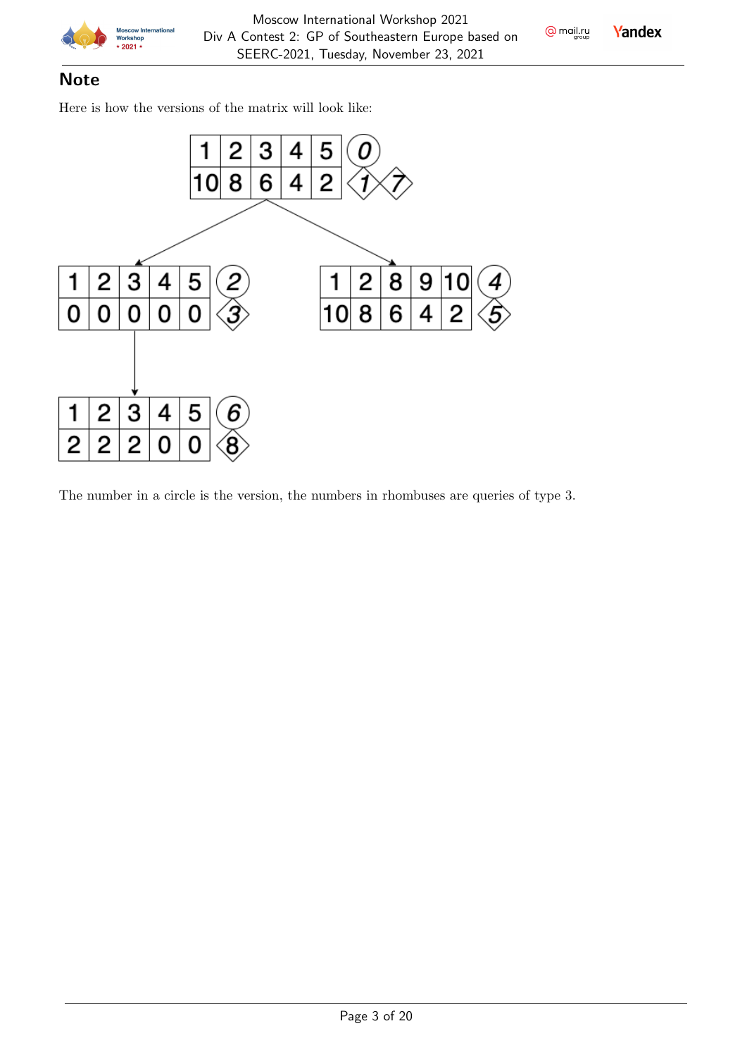## Note

Here is how the versions of the matrix will look like:

| 1 | 2 | 3 | 4 | 5 |
|---|---|---|---|---|
| 10 | 8 | 6 | 4 | 2 |

Version 0; type 3 queries: 1, 7

| 1 | 2 | 3 | 4 | 5 |
|---|---|---|---|---|
| 0 | 0 | 0 | 0 | 0 |

Version 2; type 3 queries: 3

| 1 | 2 | 8 | 9 | 10 |
|---|---|---|---|---|
| 10 | 8 | 6 | 4 | 2 |

Version 4; type 3 queries: 5

| 1 | 2 | 3 | 4 | 5 |
|---|---|---|---|---|
| 2 | 2 | 2 | 0 | 0 |

Version 6; type 3 queries: 8

The number in a circle is the version, the numbers in rhombuses are queries of type 3.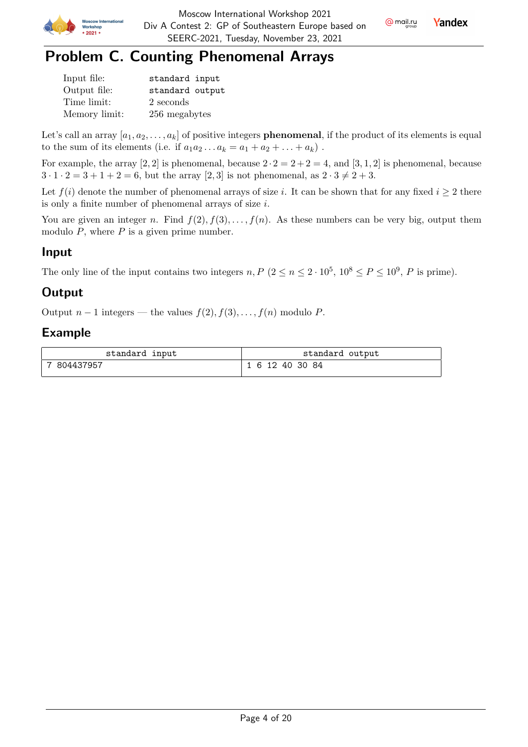# Problem C. Counting Phenomenal Arrays

| | |
|---|---|
| Input file: | standard input |
| Output file: | standard output |
| Time limit: | 2 seconds |
| Memory limit: | 256 megabytes |

Let's call an array $[a_1, a_2, \ldots, a_k]$ of positive integers **phenomenal**, if the product of its elements is equal to the sum of its elements (i.e. if $a_1 a_2 \ldots a_k = a_1 + a_2 + \ldots + a_k$) .

For example, the array $[2, 2]$ is phenomenal, because $2 \cdot 2 = 2 + 2 = 4$, and $[3, 1, 2]$ is phenomenal, because $3 \cdot 1 \cdot 2 = 3 + 1 + 2 = 6$, but the array $[2, 3]$ is not phenomenal, as $2 \cdot 3 \neq 2 + 3$.

Let $f(i)$ denote the number of phenomenal arrays of size $i$. It can be shown that for any fixed $i \geq 2$ there is only a finite number of phenomenal arrays of size $i$.

You are given an integer $n$. Find $f(2), f(3), \ldots, f(n)$. As these numbers can be very big, output them modulo $P$, where $P$ is a given prime number.

## Input

The only line of the input contains two integers $n, P$ ($2 \leq n \leq 2 \cdot 10^5$, $10^8 \leq P \leq 10^9$, $P$ is prime).

## Output

Output $n - 1$ integers — the values $f(2), f(3), \ldots, f(n)$ modulo $P$.

## Example

| standard input | standard output |
|---|---|
| 7 804437957 | 1 6 12 40 30 84 |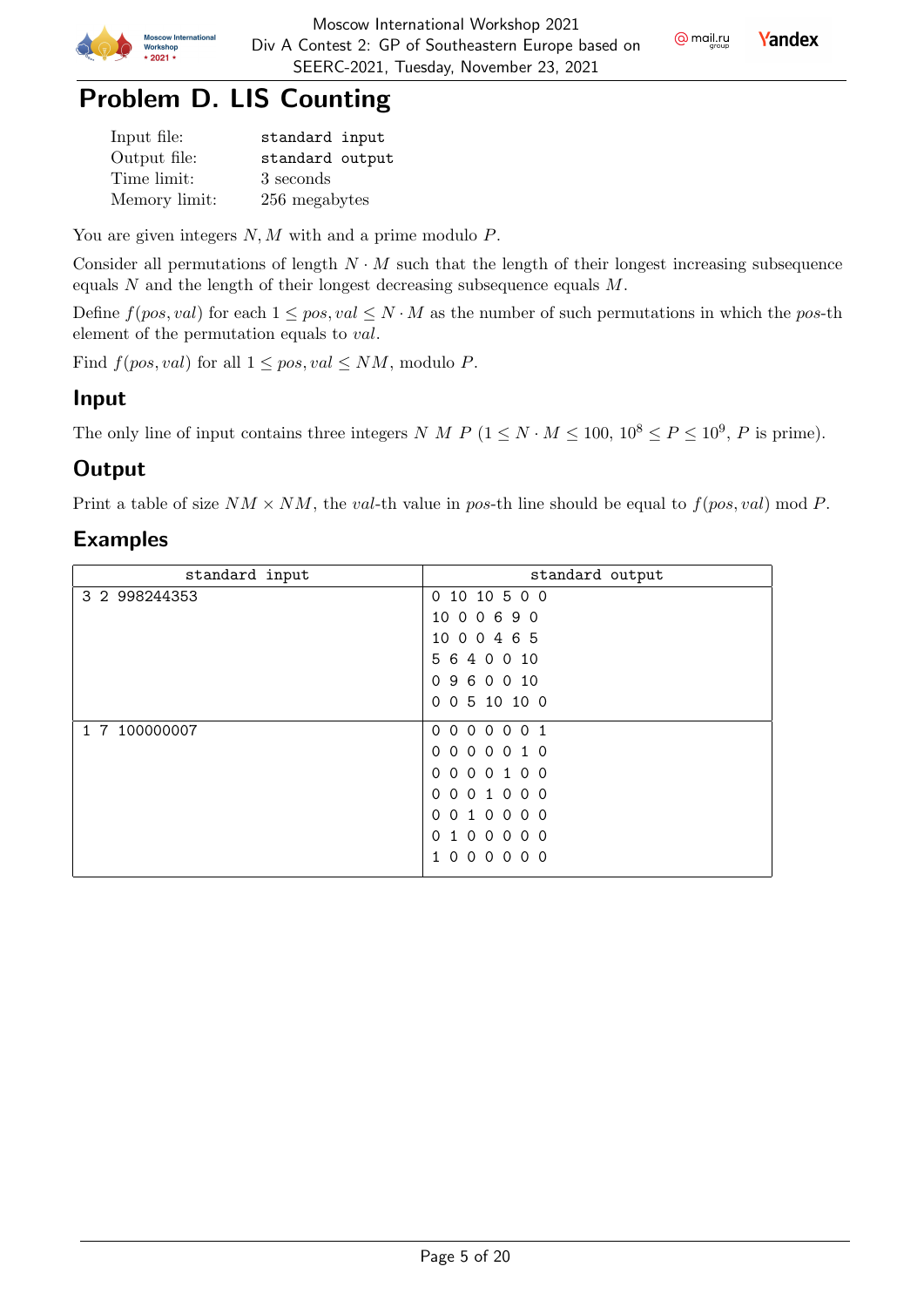# Problem D. LIS Counting

| | |
|---|---|
| Input file: | standard input |
| Output file: | standard output |
| Time limit: | 3 seconds |
| Memory limit: | 256 megabytes |

You are given integers $N, M$ with and a prime modulo $P$.

Consider all permutations of length $N \cdot M$ such that the length of their longest increasing subsequence equals $N$ and the length of their longest decreasing subsequence equals $M$.

Define $f(pos, val)$ for each $1 \le pos, val \le N \cdot M$ as the number of such permutations in which the $pos$-th element of the permutation equals to $val$.

Find $f(pos, val)$ for all $1 \le pos, val \le NM$, modulo $P$.

## Input

The only line of input contains three integers $N$ $M$ $P$ ($1 \le N \cdot M \le 100$, $10^8 \le P \le 10^9$, $P$ is prime).

## Output

Print a table of size $NM \times NM$, the $val$-th value in $pos$-th line should be equal to $f(pos, val) \bmod P$.

## Examples

| standard input | standard output |
|---|---|
| 3 2 998244353 | 0 10 10 5 0 0<br>10 0 0 6 9 0<br>10 0 0 4 6 5<br>5 6 4 0 0 10<br>0 9 6 0 0 10<br>0 0 5 10 10 0 |
| 1 7 100000007 | 0 0 0 0 0 0 1<br>0 0 0 0 0 1 0<br>0 0 0 0 1 0 0<br>0 0 0 1 0 0 0<br>0 0 1 0 0 0 0<br>0 1 0 0 0 0 0<br>1 0 0 0 0 0 0 |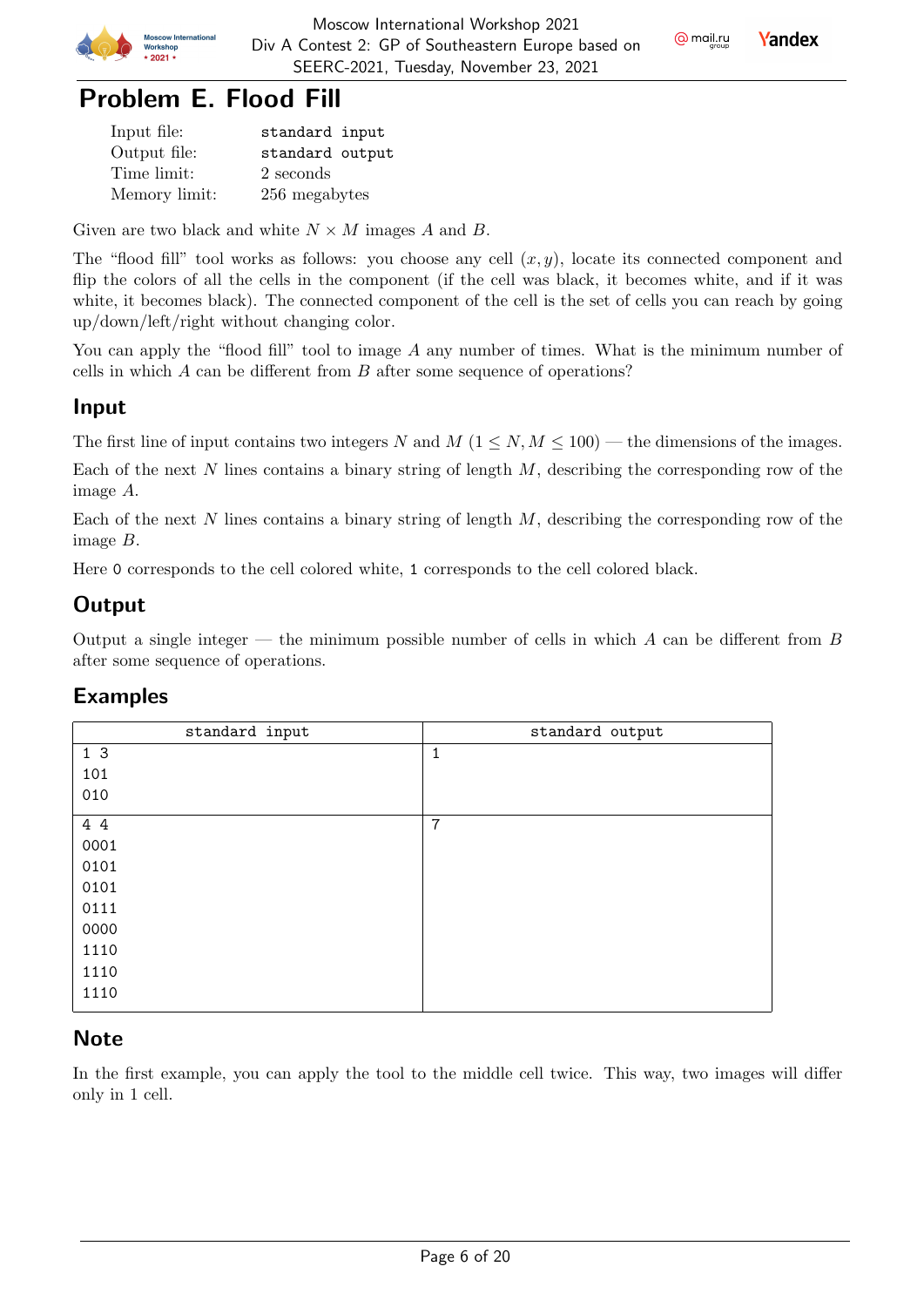# Problem E. Flood Fill

| | |
|---|---|
| Input file: | standard input |
| Output file: | standard output |
| Time limit: | 2 seconds |
| Memory limit: | 256 megabytes |

Given are two black and white $N \times M$ images $A$ and $B$.

The "flood fill" tool works as follows: you choose any cell $(x, y)$, locate its connected component and flip the colors of all the cells in the component (if the cell was black, it becomes white, and if it was white, it becomes black). The connected component of the cell is the set of cells you can reach by going up/down/left/right without changing color.

You can apply the "flood fill" tool to image $A$ any number of times. What is the minimum number of cells in which $A$ can be different from $B$ after some sequence of operations?

## Input

The first line of input contains two integers $N$ and $M$ ($1 \le N, M \le 100$) — the dimensions of the images.

Each of the next $N$ lines contains a binary string of length $M$, describing the corresponding row of the image $A$.

Each of the next $N$ lines contains a binary string of length $M$, describing the corresponding row of the image $B$.

Here 0 corresponds to the cell colored white, 1 corresponds to the cell colored black.

## Output

Output a single integer — the minimum possible number of cells in which $A$ can be different from $B$ after some sequence of operations.

## Examples

| standard input | standard output |
|---|---|
| 1 3<br>101<br>010 | 1 |
| 4 4<br>0001<br>0101<br>0101<br>0111<br>0000<br>1110<br>1110<br>1110 | 7 |

## Note

In the first example, you can apply the tool to the middle cell twice. This way, two images will differ only in 1 cell.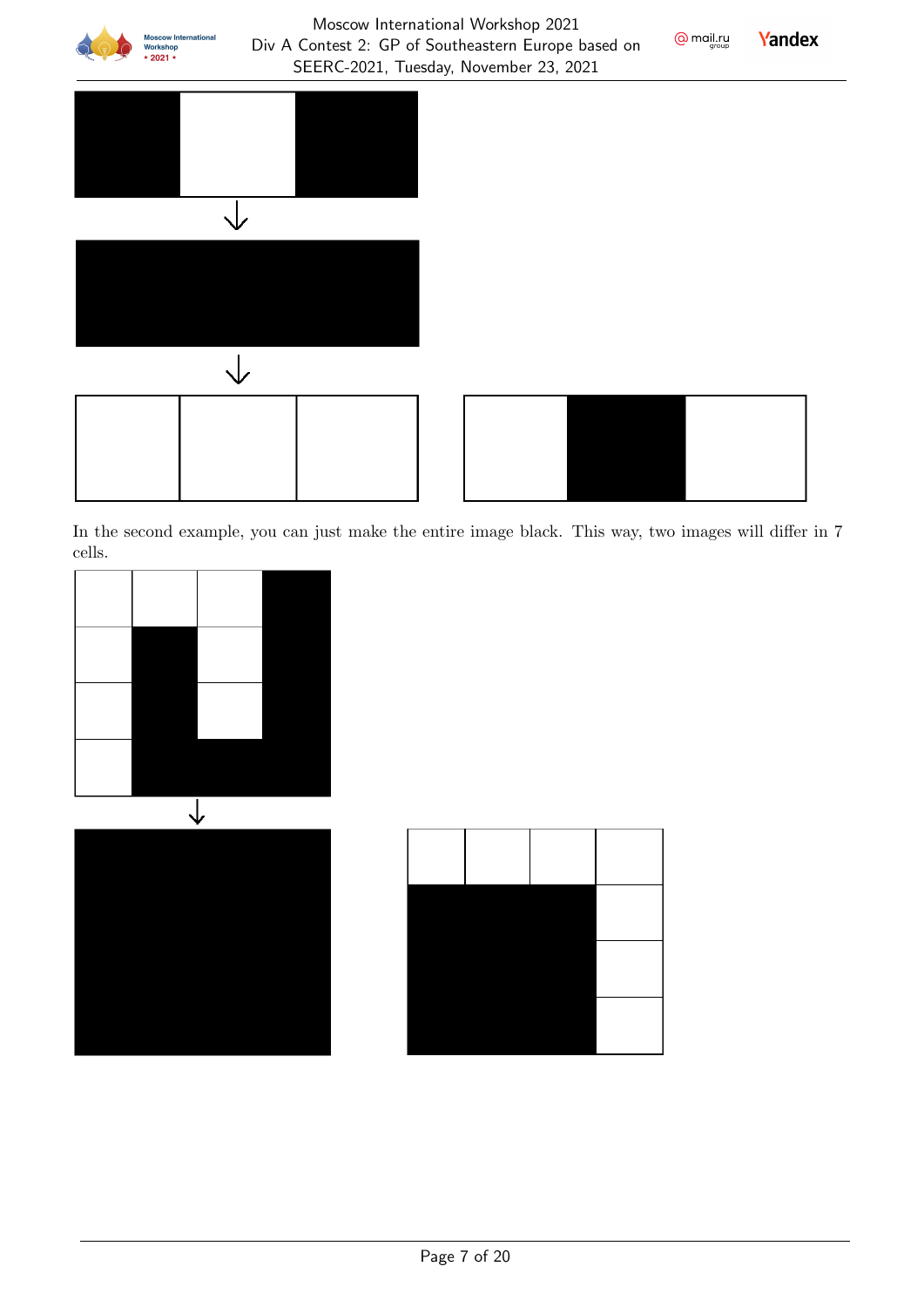In the second example, you can just make the entire image black. This way, two images will differ in 7 cells.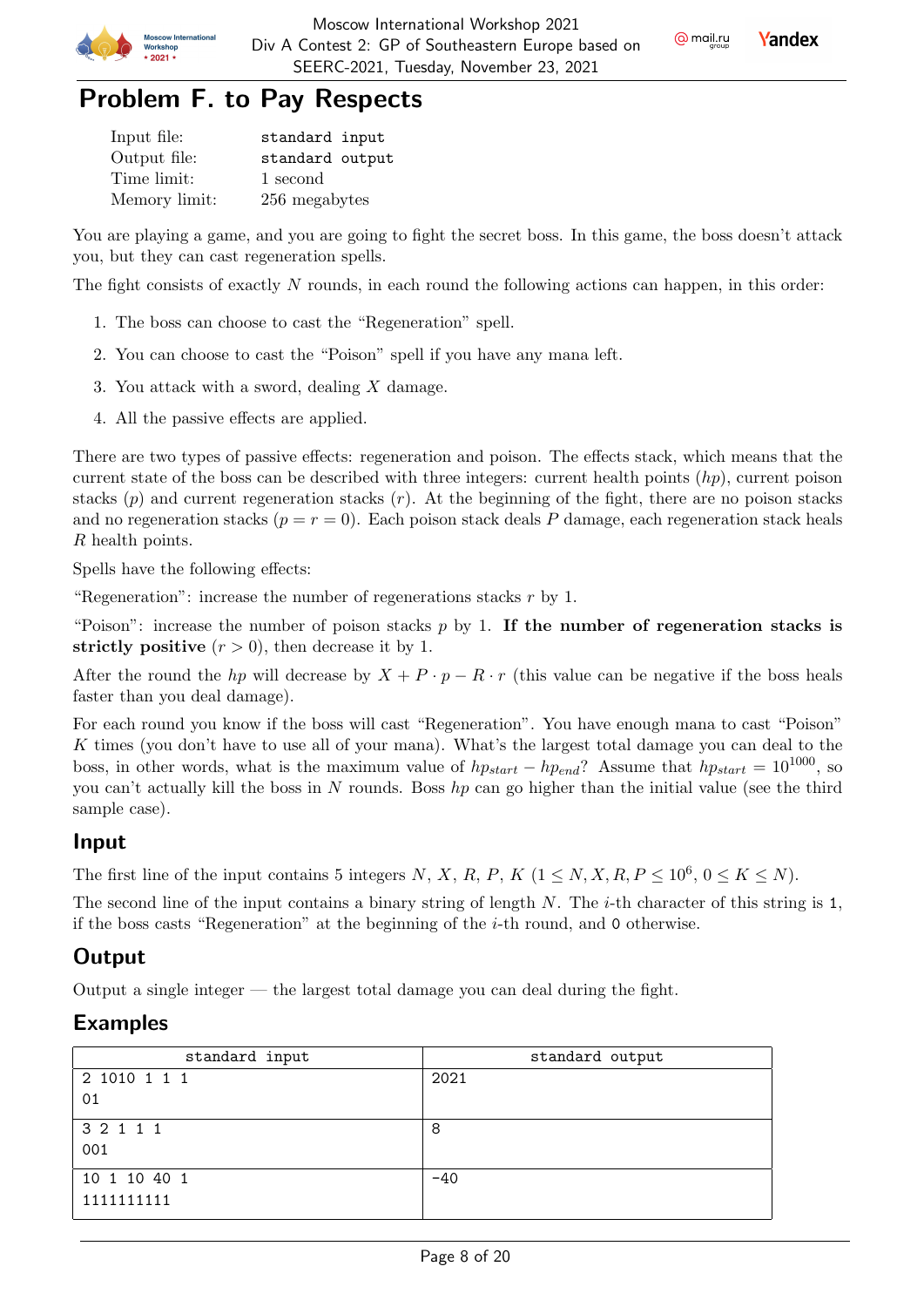# Problem F. to Pay Respects

| | |
|---|---|
| Input file: | standard input |
| Output file: | standard output |
| Time limit: | 1 second |
| Memory limit: | 256 megabytes |

You are playing a game, and you are going to fight the secret boss. In this game, the boss doesn't attack you, but they can cast regeneration spells.

The fight consists of exactly $N$ rounds, in each round the following actions can happen, in this order:

1. The boss can choose to cast the "Regeneration" spell.
2. You can choose to cast the "Poison" spell if you have any mana left.
3. You attack with a sword, dealing $X$ damage.
4. All the passive effects are applied.

There are two types of passive effects: regeneration and poison. The effects stack, which means that the current state of the boss can be described with three integers: current health points ($hp$), current poison stacks ($p$) and current regeneration stacks ($r$). At the beginning of the fight, there are no poison stacks and no regeneration stacks ($p = r = 0$). Each poison stack deals $P$ damage, each regeneration stack heals $R$ health points.

Spells have the following effects:

"Regeneration": increase the number of regenerations stacks $r$ by 1.

"Poison": increase the number of poison stacks $p$ by 1. **If the number of regeneration stacks is strictly positive** ($r > 0$), then decrease it by 1.

After the round the $hp$ will decrease by $X + P \cdot p - R \cdot r$ (this value can be negative if the boss heals faster than you deal damage).

For each round you know if the boss will cast "Regeneration". You have enough mana to cast "Poison" $K$ times (you don't have to use all of your mana). What's the largest total damage you can deal to the boss, in other words, what is the maximum value of $hp_{start} - hp_{end}$? Assume that $hp_{start} = 10^{1000}$, so you can't actually kill the boss in $N$ rounds. Boss $hp$ can go higher than the initial value (see the third sample case).

## Input

The first line of the input contains 5 integers $N$, $X$, $R$, $P$, $K$ ($1 \leq N, X, R, P \leq 10^6$, $0 \leq K \leq N$).

The second line of the input contains a binary string of length $N$. The $i$-th character of this string is 1, if the boss casts "Regeneration" at the beginning of the $i$-th round, and 0 otherwise.

## Output

Output a single integer — the largest total damage you can deal during the fight.

## Examples

| standard input | standard output |
|---|---|
| 2 1010 1 1 1<br>01 | 2021 |
| 3 2 1 1 1<br>001 | 8 |
| 10 1 10 40 1<br>1111111111 | -40 |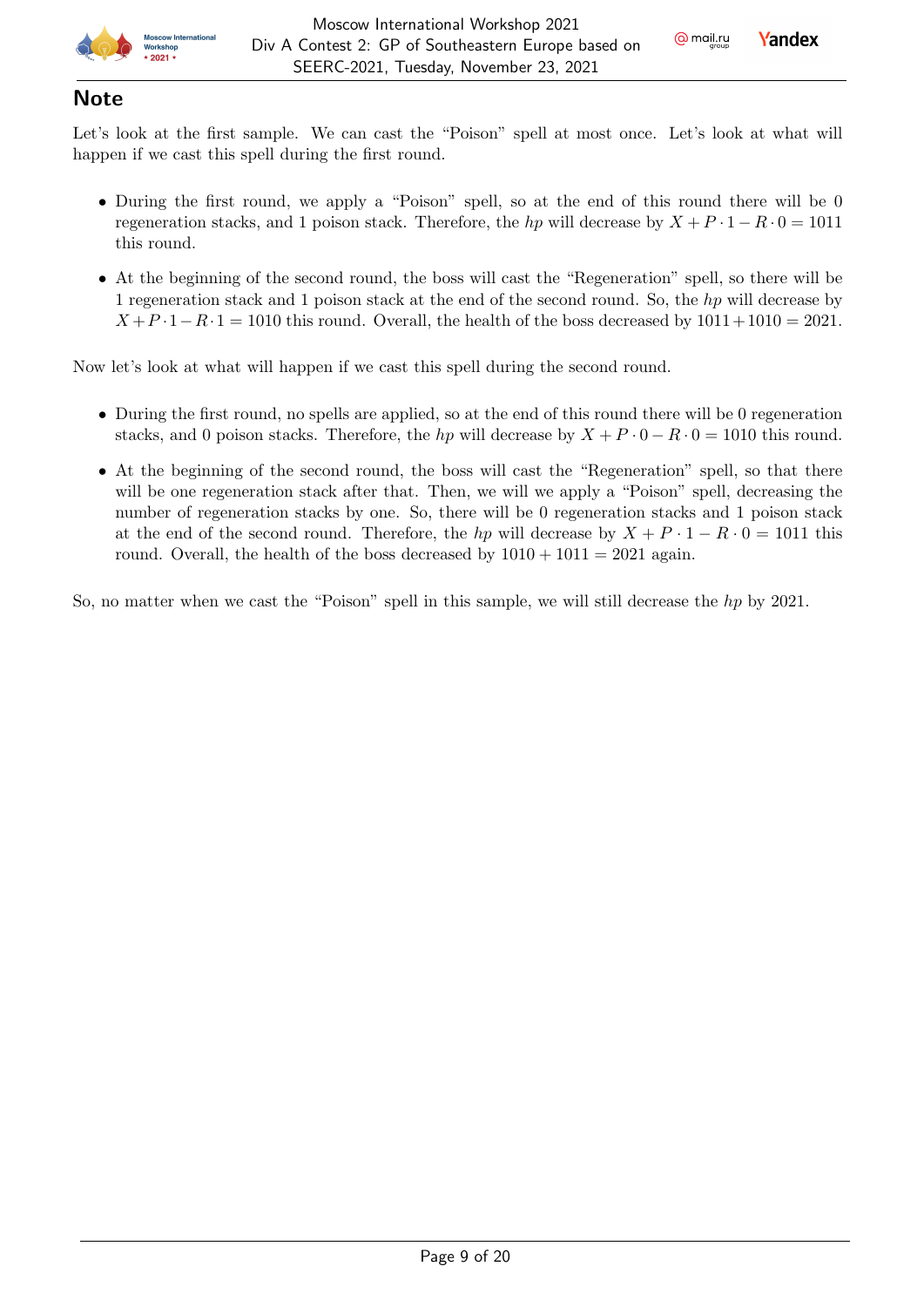## Note

Let's look at the first sample. We can cast the "Poison" spell at most once. Let's look at what will happen if we cast this spell during the first round.

- During the first round, we apply a "Poison" spell, so at the end of this round there will be 0 regeneration stacks, and 1 poison stack. Therefore, the $hp$ will decrease by $X + P \cdot 1 - R \cdot 0 = 1011$ this round.
- At the beginning of the second round, the boss will cast the "Regeneration" spell, so there will be 1 regeneration stack and 1 poison stack at the end of the second round. So, the $hp$ will decrease by $X + P \cdot 1 - R \cdot 1 = 1010$ this round. Overall, the health of the boss decreased by $1011 + 1010 = 2021$.

Now let's look at what will happen if we cast this spell during the second round.

- During the first round, no spells are applied, so at the end of this round there will be 0 regeneration stacks, and 0 poison stacks. Therefore, the $hp$ will decrease by $X + P \cdot 0 - R \cdot 0 = 1010$ this round.
- At the beginning of the second round, the boss will cast the "Regeneration" spell, so that there will be one regeneration stack after that. Then, we will we apply a "Poison" spell, decreasing the number of regeneration stacks by one. So, there will be 0 regeneration stacks and 1 poison stack at the end of the second round. Therefore, the $hp$ will decrease by $X + P \cdot 1 - R \cdot 0 = 1011$ this round. Overall, the health of the boss decreased by $1010 + 1011 = 2021$ again.

So, no matter when we cast the "Poison" spell in this sample, we will still decrease the $hp$ by 2021.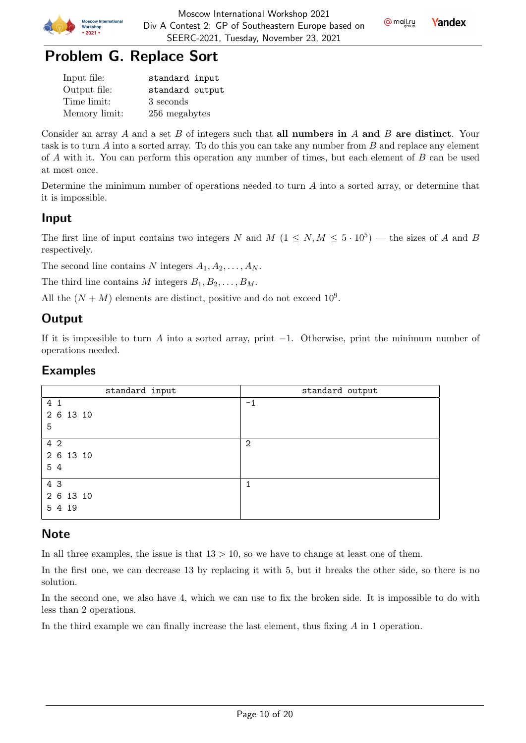# Problem G. Replace Sort

| | |
|---|---|
| Input file: | standard input |
| Output file: | standard output |
| Time limit: | 3 seconds |
| Memory limit: | 256 megabytes |

Consider an array $A$ and a set $B$ of integers such that **all numbers in** $A$ **and** $B$ **are distinct**. Your task is to turn $A$ into a sorted array. To do this you can take any number from $B$ and replace any element of $A$ with it. You can perform this operation any number of times, but each element of $B$ can be used at most once.

Determine the minimum number of operations needed to turn $A$ into a sorted array, or determine that it is impossible.

## Input

The first line of input contains two integers $N$ and $M$ ($1 \le N, M \le 5 \cdot 10^5$) — the sizes of $A$ and $B$ respectively.

The second line contains $N$ integers $A_1, A_2, \ldots, A_N$.

The third line contains $M$ integers $B_1, B_2, \ldots, B_M$.

All the $(N + M)$ elements are distinct, positive and do not exceed $10^9$.

## Output

If it is impossible to turn $A$ into a sorted array, print $-1$. Otherwise, print the minimum number of operations needed.

## Examples

| standard input | standard output |
|---|---|
| 4 1<br>2 6 13 10<br>5 | -1 |
| 4 2<br>2 6 13 10<br>5 4 | 2 |
| 4 3<br>2 6 13 10<br>5 4 19 | 1 |

## Note

In all three examples, the issue is that $13 > 10$, so we have to change at least one of them.

In the first one, we can decrease 13 by replacing it with 5, but it breaks the other side, so there is no solution.

In the second one, we also have 4, which we can use to fix the broken side. It is impossible to do with less than 2 operations.

In the third example we can finally increase the last element, thus fixing $A$ in 1 operation.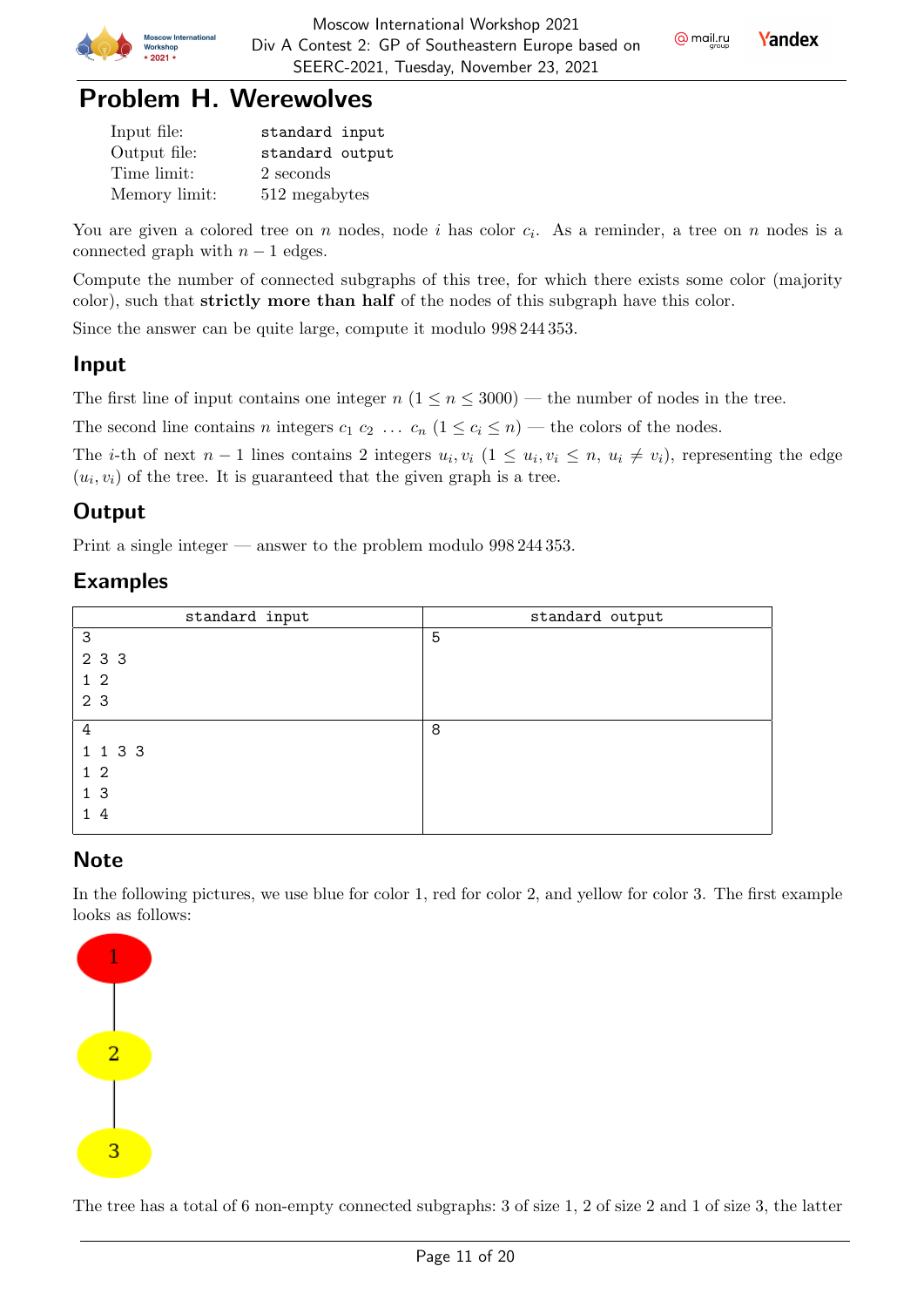# Problem H. Werewolves

| | |
|---|---|
| Input file: | standard input |
| Output file: | standard output |
| Time limit: | 2 seconds |
| Memory limit: | 512 megabytes |

You are given a colored tree on $n$ nodes, node $i$ has color $c_i$. As a reminder, a tree on $n$ nodes is a connected graph with $n - 1$ edges.

Compute the number of connected subgraphs of this tree, for which there exists some color (majority color), such that **strictly more than half** of the nodes of this subgraph have this color.

Since the answer can be quite large, compute it modulo 998 244 353.

## Input

The first line of input contains one integer $n$ ($1 \le n \le 3000$) — the number of nodes in the tree.

The second line contains $n$ integers $c_1\ c_2\ \ldots\ c_n$ ($1 \le c_i \le n$) — the colors of the nodes.

The $i$-th of next $n - 1$ lines contains 2 integers $u_i, v_i$ ($1 \le u_i, v_i \le n$, $u_i \ne v_i$), representing the edge $(u_i, v_i)$ of the tree. It is guaranteed that the given graph is a tree.

## Output

Print a single integer — answer to the problem modulo 998 244 353.

## Examples

| standard input | standard output |
|---|---|
| 3<br>2 3 3<br>1 2<br>2 3 | 5 |
| 4<br>1 1 3 3<br>1 2<br>1 3<br>1 4 | 8 |

## Note

In the following pictures, we use blue for color 1, red for color 2, and yellow for color 3. The first example looks as follows:

1 — 2 — 3

The tree has a total of 6 non-empty connected subgraphs: 3 of size 1, 2 of size 2 and 1 of size 3, the latter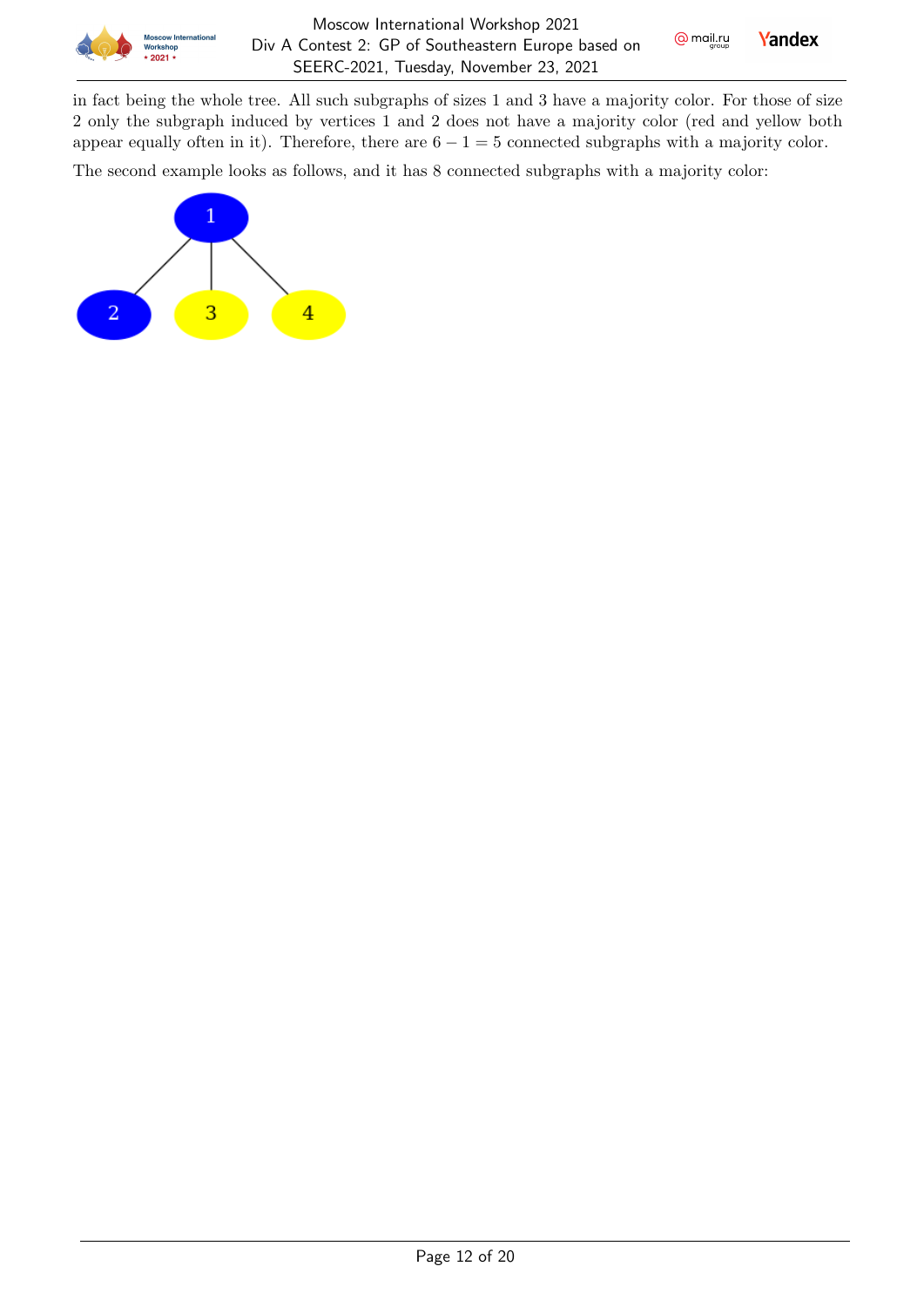in fact being the whole tree. All such subgraphs of sizes 1 and 3 have a majority color. For those of size 2 only the subgraph induced by vertices 1 and 2 does not have a majority color (red and yellow both appear equally often in it). Therefore, there are $6 - 1 = 5$ connected subgraphs with a majority color.

The second example looks as follows, and it has 8 connected subgraphs with a majority color: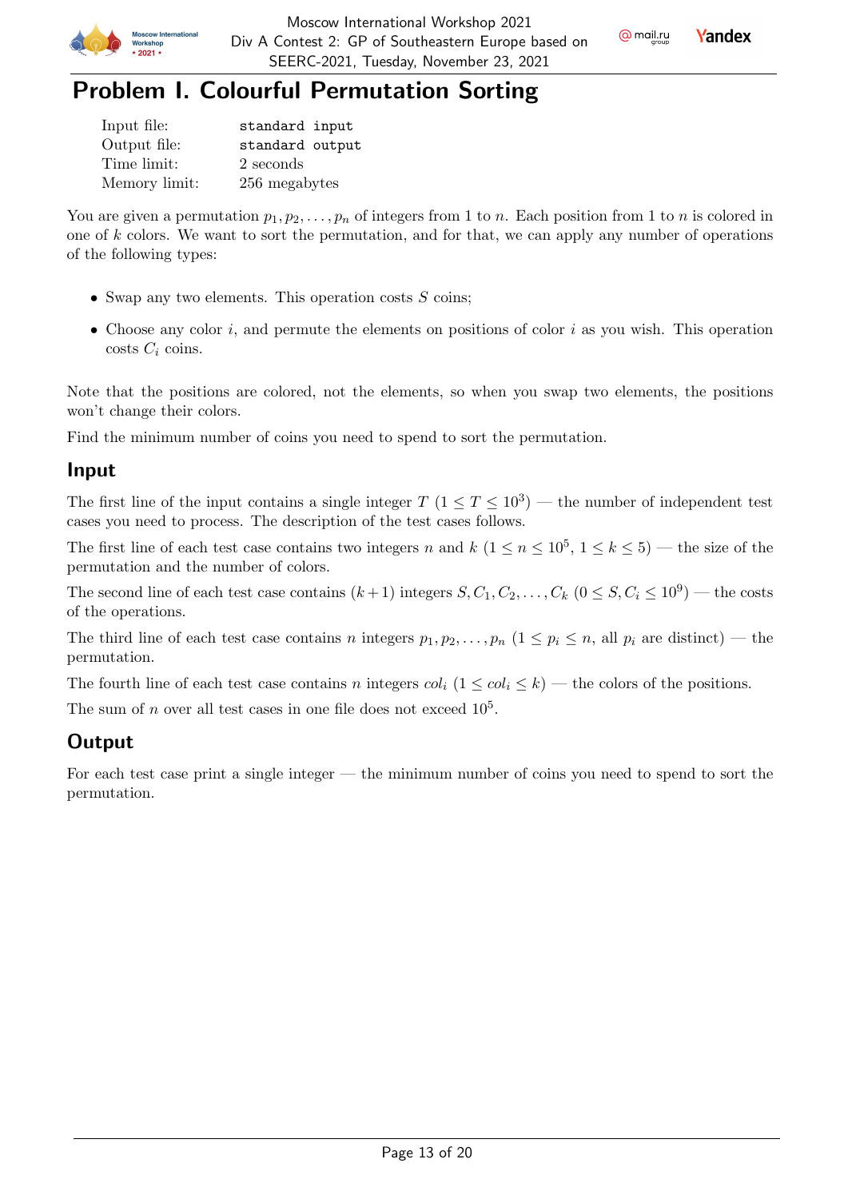# Problem I. Colourful Permutation Sorting

| | |
|---|---|
| Input file: | `standard input` |
| Output file: | `standard output` |
| Time limit: | 2 seconds |
| Memory limit: | 256 megabytes |

You are given a permutation $p_1, p_2, \ldots, p_n$ of integers from 1 to $n$. Each position from 1 to $n$ is colored in one of $k$ colors. We want to sort the permutation, and for that, we can apply any number of operations of the following types:

- Swap any two elements. This operation costs $S$ coins;
- Choose any color $i$, and permute the elements on positions of color $i$ as you wish. This operation costs $C_i$ coins.

Note that the positions are colored, not the elements, so when you swap two elements, the positions won't change their colors.

Find the minimum number of coins you need to spend to sort the permutation.

## Input

The first line of the input contains a single integer $T$ $(1 \le T \le 10^3)$ — the number of independent test cases you need to process. The description of the test cases follows.

The first line of each test case contains two integers $n$ and $k$ $(1 \le n \le 10^5, 1 \le k \le 5)$ — the size of the permutation and the number of colors.

The second line of each test case contains $(k+1)$ integers $S, C_1, C_2, \ldots, C_k$ $(0 \le S, C_i \le 10^9)$ — the costs of the operations.

The third line of each test case contains $n$ integers $p_1, p_2, \ldots, p_n$ $(1 \le p_i \le n$, all $p_i$ are distinct) — the permutation.

The fourth line of each test case contains $n$ integers $col_i$ $(1 \le col_i \le k)$ — the colors of the positions.

The sum of $n$ over all test cases in one file does not exceed $10^5$.

## Output

For each test case print a single integer — the minimum number of coins you need to spend to sort the permutation.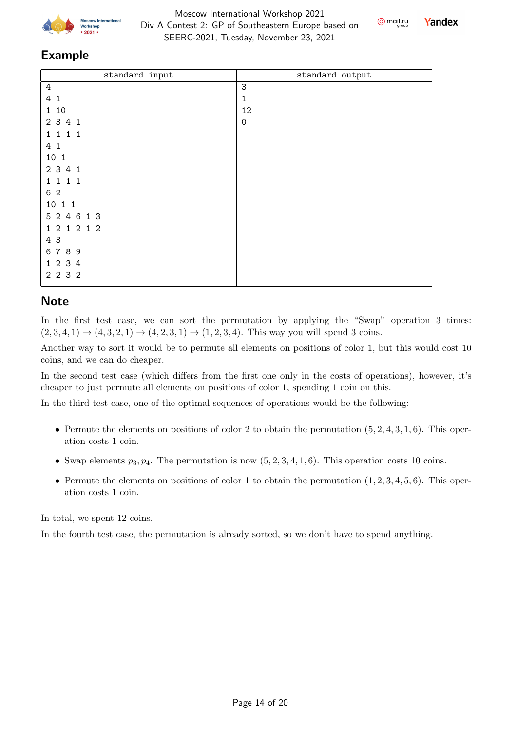## Example

| standard input | standard output |
| --- | --- |
| 4<br>4 1<br>1 10<br>2 3 4 1<br>1 1 1 1<br>4 1<br>10 1<br>2 3 4 1<br>1 1 1 1<br>6 2<br>10 1 1<br>5 2 4 6 1 3<br>1 2 1 2 1 2<br>4 3<br>6 7 8 9<br>1 2 3 4<br>2 2 3 2 | 3<br>1<br>12<br>0 |

## Note

In the first test case, we can sort the permutation by applying the "Swap" operation 3 times: $(2, 3, 4, 1) \to (4, 3, 2, 1) \to (4, 2, 3, 1) \to (1, 2, 3, 4)$. This way you will spend 3 coins.

Another way to sort it would be to permute all elements on positions of color 1, but this would cost 10 coins, and we can do cheaper.

In the second test case (which differs from the first one only in the costs of operations), however, it's cheaper to just permute all elements on positions of color 1, spending 1 coin on this.

In the third test case, one of the optimal sequences of operations would be the following:

- Permute the elements on positions of color 2 to obtain the permutation $(5, 2, 4, 3, 1, 6)$. This operation costs 1 coin.
- Swap elements $p_3, p_4$. The permutation is now $(5, 2, 3, 4, 1, 6)$. This operation costs 10 coins.
- Permute the elements on positions of color 1 to obtain the permutation $(1, 2, 3, 4, 5, 6)$. This operation costs 1 coin.

In total, we spent 12 coins.

In the fourth test case, the permutation is already sorted, so we don't have to spend anything.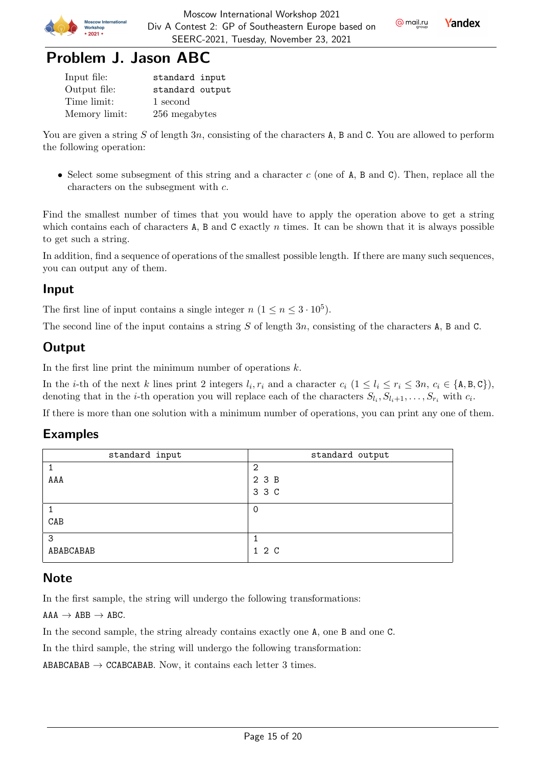# Problem J. Jason ABC

| | |
|---|---|
| Input file: | standard input |
| Output file: | standard output |
| Time limit: | 1 second |
| Memory limit: | 256 megabytes |

You are given a string $S$ of length $3n$, consisting of the characters A, B and C. You are allowed to perform the following operation:

- Select some subsegment of this string and a character $c$ (one of A, B and C). Then, replace all the characters on the subsegment with $c$.

Find the smallest number of times that you would have to apply the operation above to get a string which contains each of characters A, B and C exactly $n$ times. It can be shown that it is always possible to get such a string.

In addition, find a sequence of operations of the smallest possible length. If there are many such sequences, you can output any of them.

## Input

The first line of input contains a single integer $n$ ($1 \le n \le 3 \cdot 10^5$).

The second line of the input contains a string $S$ of length $3n$, consisting of the characters A, B and C.

## Output

In the first line print the minimum number of operations $k$.

In the $i$-th of the next $k$ lines print 2 integers $l_i, r_i$ and a character $c_i$ ($1 \le l_i \le r_i \le 3n$, $c_i \in \{\text{A}, \text{B}, \text{C}\}$), denoting that in the $i$-th operation you will replace each of the characters $S_{l_i}, S_{l_i+1}, \ldots, S_{r_i}$ with $c_i$.

If there is more than one solution with a minimum number of operations, you can print any one of them.

## Examples

| standard input | standard output |
|---|---|
| 1<br>AAA | 2<br>2 3 B<br>3 3 C |
| 1<br>CAB | 0 |
| 3<br>ABABCABAB | 1<br>1 2 C |

## Note

In the first sample, the string will undergo the following transformations:

AAA $\to$ ABB $\to$ ABC.

In the second sample, the string already contains exactly one A, one B and one C.

In the third sample, the string will undergo the following transformation:

ABABCABAB $\to$ CCABCABAB. Now, it contains each letter 3 times.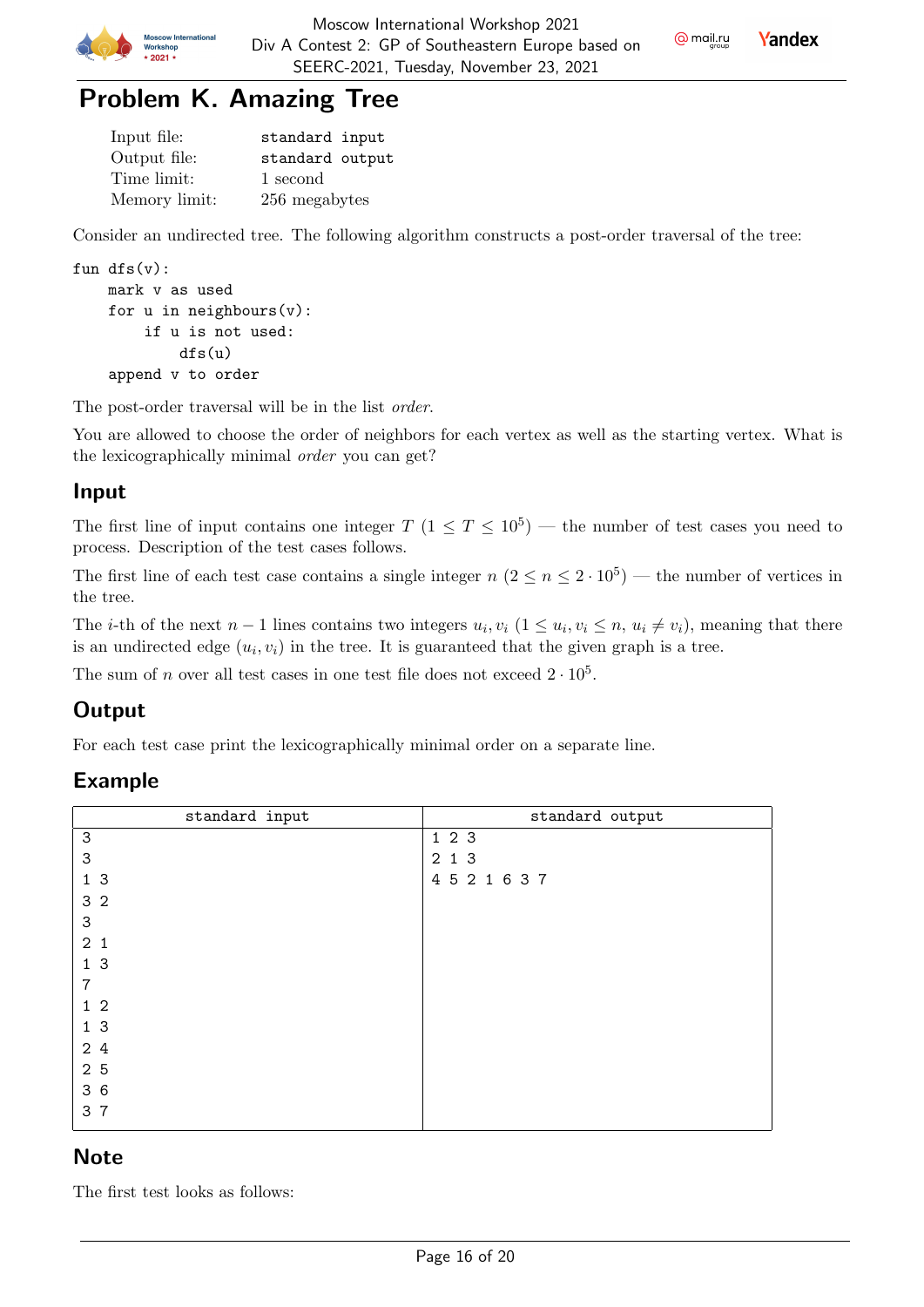# Problem K. Amazing Tree

| | |
|---|---|
| Input file: | standard input |
| Output file: | standard output |
| Time limit: | 1 second |
| Memory limit: | 256 megabytes |

Consider an undirected tree. The following algorithm constructs a post-order traversal of the tree:

```
fun dfs(v):
    mark v as used
    for u in neighbours(v):
        if u is not used:
            dfs(u)
    append v to order
```

The post-order traversal will be in the list *order*.

You are allowed to choose the order of neighbors for each vertex as well as the starting vertex. What is the lexicographically minimal *order* you can get?

## Input

The first line of input contains one integer $T$ ($1 \le T \le 10^5$) — the number of test cases you need to process. Description of the test cases follows.

The first line of each test case contains a single integer $n$ ($2 \le n \le 2 \cdot 10^5$) — the number of vertices in the tree.

The $i$-th of the next $n-1$ lines contains two integers $u_i, v_i$ ($1 \le u_i, v_i \le n$, $u_i \ne v_i$), meaning that there is an undirected edge $(u_i, v_i)$ in the tree. It is guaranteed that the given graph is a tree.

The sum of $n$ over all test cases in one test file does not exceed $2 \cdot 10^5$.

## Output

For each test case print the lexicographically minimal order on a separate line.

## Example

| standard input | standard output |
|---|---|
| 3<br>3<br>1 3<br>3 2<br>3<br>2 1<br>1 3<br>7<br>1 2<br>1 3<br>2 4<br>2 5<br>3 6<br>3 7 | 1 2 3<br>2 1 3<br>4 5 2 1 6 3 7 |

## Note

The first test looks as follows: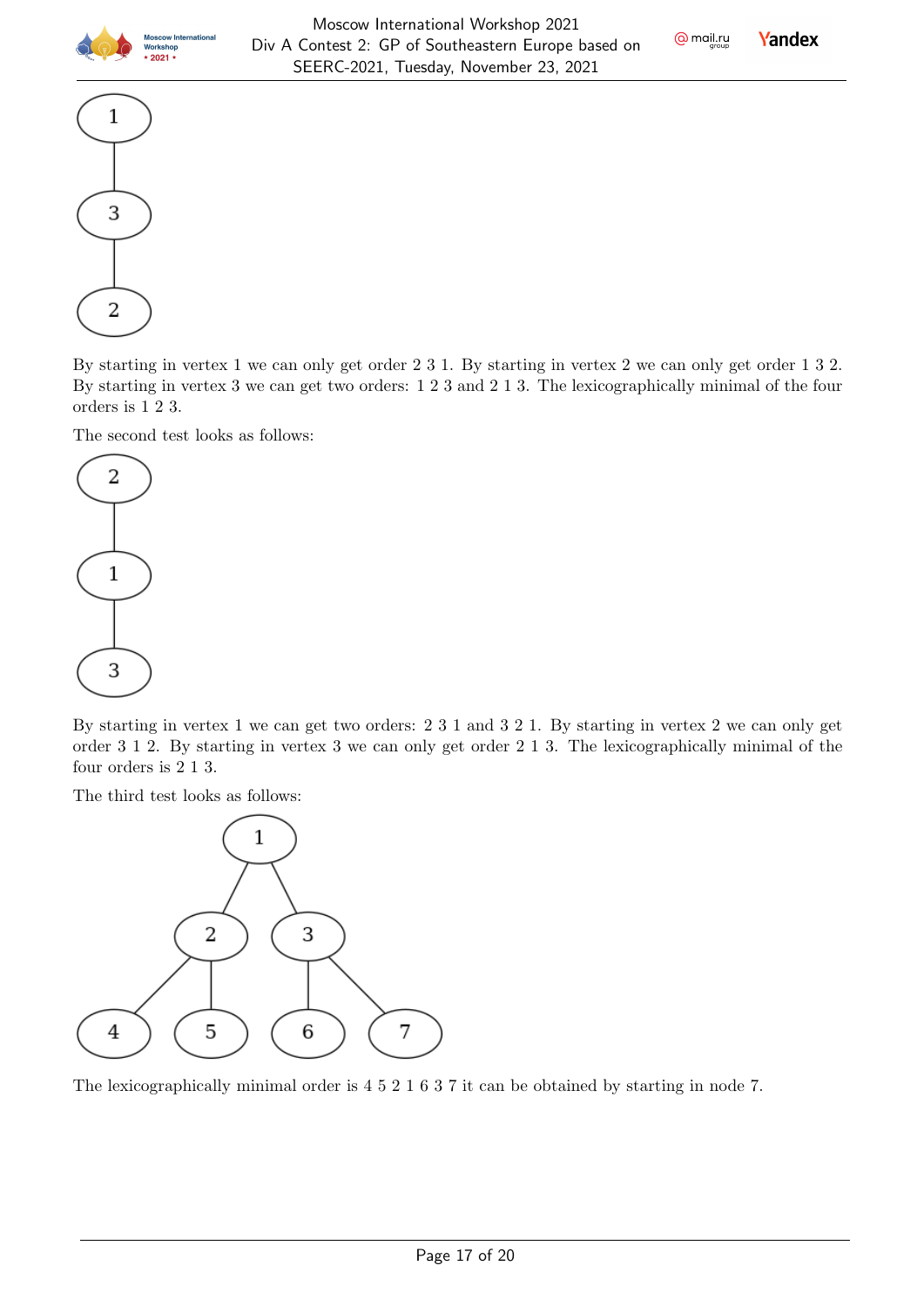By starting in vertex 1 we can only get order 2 3 1. By starting in vertex 2 we can only get order 1 3 2. By starting in vertex 3 we can get two orders: 1 2 3 and 2 1 3. The lexicographically minimal of the four orders is 1 2 3.

The second test looks as follows:

By starting in vertex 1 we can get two orders: 2 3 1 and 3 2 1. By starting in vertex 2 we can only get order 3 1 2. By starting in vertex 3 we can only get order 2 1 3. The lexicographically minimal of the four orders is 2 1 3.

The third test looks as follows:

The lexicographically minimal order is 4 5 2 1 6 3 7 it can be obtained by starting in node 7.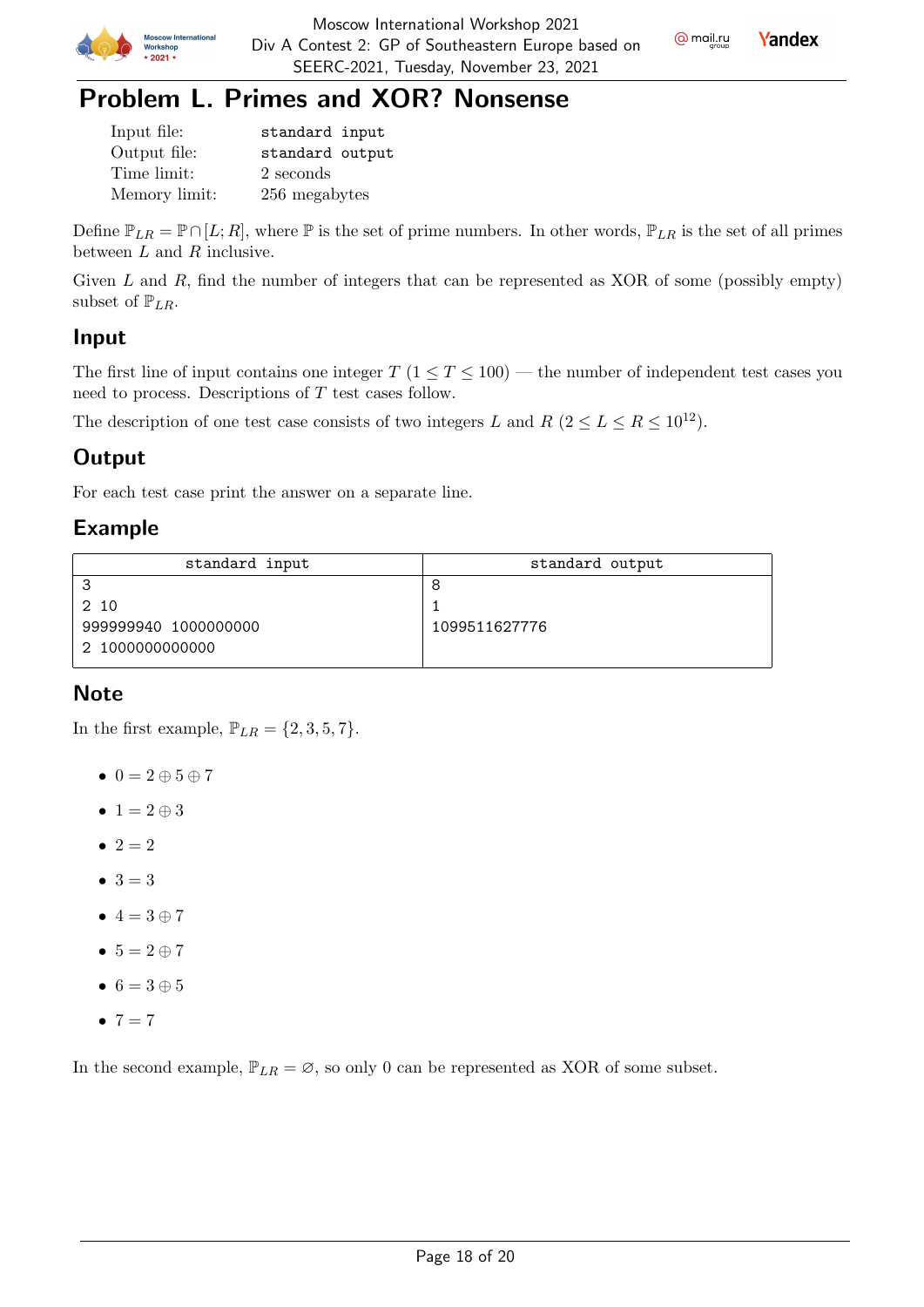# Problem L. Primes and XOR? Nonsense

| | |
|---|---|
| Input file: | standard input |
| Output file: | standard output |
| Time limit: | 2 seconds |
| Memory limit: | 256 megabytes |

Define $\mathbb{P}_{LR} = \mathbb{P} \cap [L; R]$, where $\mathbb{P}$ is the set of prime numbers. In other words, $\mathbb{P}_{LR}$ is the set of all primes between $L$ and $R$ inclusive.

Given $L$ and $R$, find the number of integers that can be represented as XOR of some (possibly empty) subset of $\mathbb{P}_{LR}$.

## Input

The first line of input contains one integer $T$ ($1 \le T \le 100$) — the number of independent test cases you need to process. Descriptions of $T$ test cases follow.

The description of one test case consists of two integers $L$ and $R$ ($2 \le L \le R \le 10^{12}$).

## Output

For each test case print the answer on a separate line.

## Example

| standard input | standard output |
|---|---|
| 3<br>2 10<br>999999940 1000000000<br>2 1000000000000 | 8<br>1<br>1099511627776 |

## Note

In the first example, $\mathbb{P}_{LR} = \{2, 3, 5, 7\}$.

- $0 = 2 \oplus 5 \oplus 7$
- $1 = 2 \oplus 3$
- $2 = 2$
- $3 = 3$
- $4 = 3 \oplus 7$
- $5 = 2 \oplus 7$
- $6 = 3 \oplus 5$
- $7 = 7$

In the second example, $\mathbb{P}_{LR} = \varnothing$, so only 0 can be represented as XOR of some subset.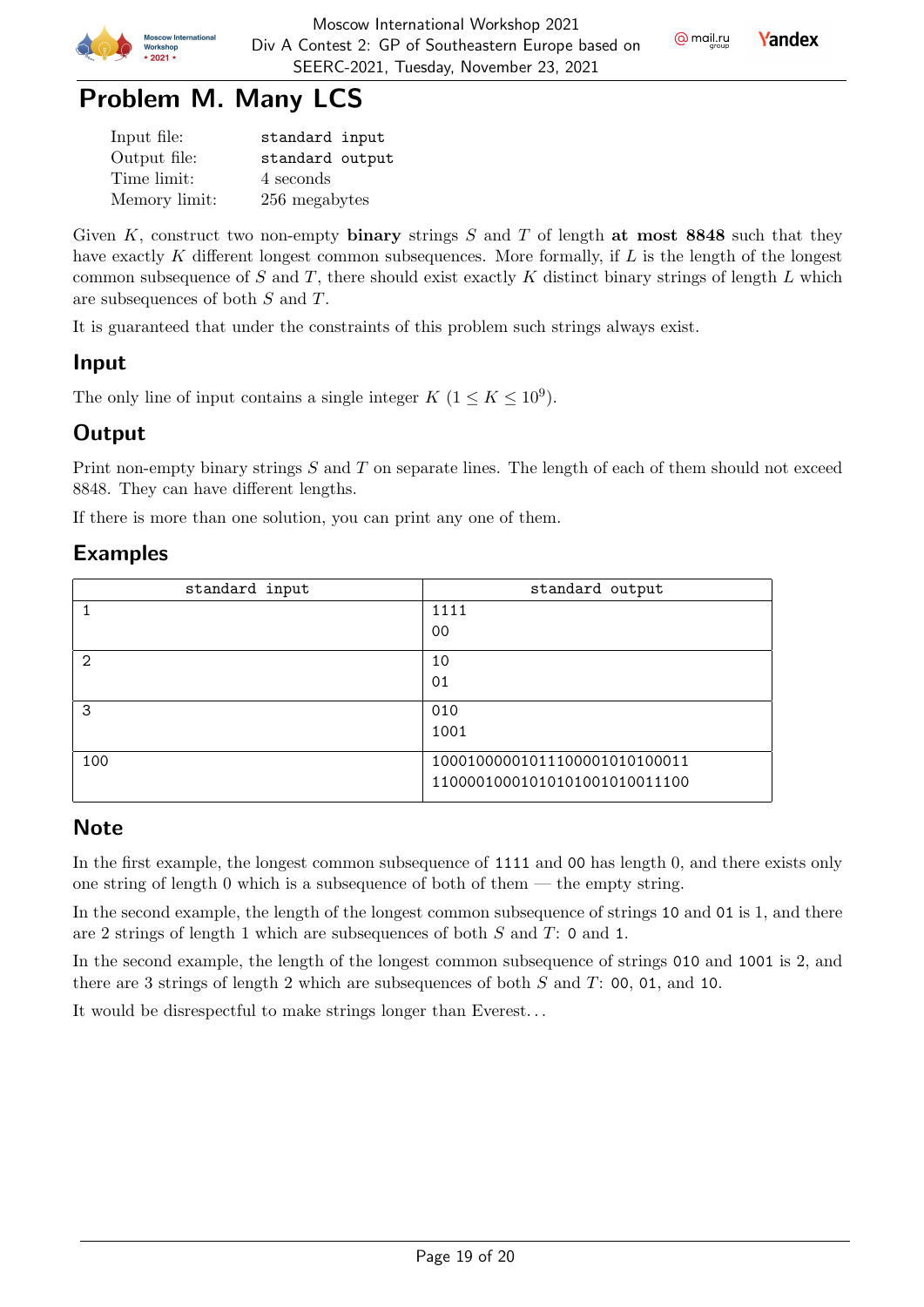# Problem M. Many LCS

| | |
|---|---|
| Input file: | standard input |
| Output file: | standard output |
| Time limit: | 4 seconds |
| Memory limit: | 256 megabytes |

Given $K$, construct two non-empty **binary** strings $S$ and $T$ of length **at most 8848** such that they have exactly $K$ different longest common subsequences. More formally, if $L$ is the length of the longest common subsequence of $S$ and $T$, there should exist exactly $K$ distinct binary strings of length $L$ which are subsequences of both $S$ and $T$.

It is guaranteed that under the constraints of this problem such strings always exist.

## Input

The only line of input contains a single integer $K$ ($1 \le K \le 10^9$).

## Output

Print non-empty binary strings $S$ and $T$ on separate lines. The length of each of them should not exceed 8848. They can have different lengths.

If there is more than one solution, you can print any one of them.

## Examples

| standard input | standard output |
|---|---|
| 1 | 1111<br>00 |
| 2 | 10<br>01 |
| 3 | 010<br>1001 |
| 100 | 1000100000101110000101010100011<br>1100001000101010100101001​1100 |

## Note

In the first example, the longest common subsequence of 1111 and 00 has length 0, and there exists only one string of length 0 which is a subsequence of both of them — the empty string.

In the second example, the length of the longest common subsequence of strings 10 and 01 is 1, and there are 2 strings of length 1 which are subsequences of both $S$ and $T$: 0 and 1.

In the second example, the length of the longest common subsequence of strings 010 and 1001 is 2, and there are 3 strings of length 2 which are subsequences of both $S$ and $T$: 00, 01, and 10.

It would be disrespectful to make strings longer than Everest...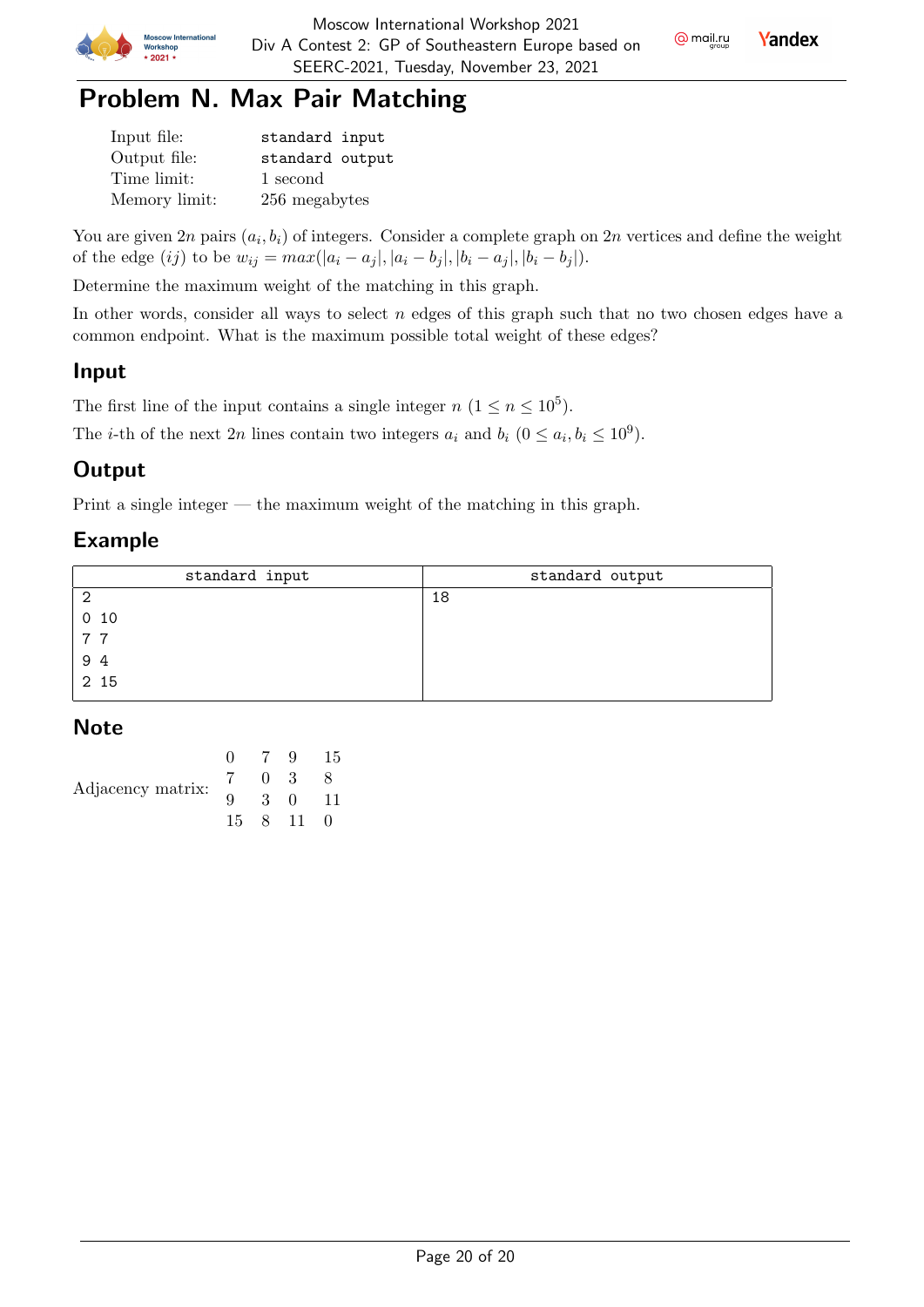# Problem N. Max Pair Matching

| | |
|---|---|
| Input file: | standard input |
| Output file: | standard output |
| Time limit: | 1 second |
| Memory limit: | 256 megabytes |

You are given $2n$ pairs $(a_i, b_i)$ of integers. Consider a complete graph on $2n$ vertices and define the weight of the edge $(ij)$ to be $w_{ij} = max(|a_i - a_j|, |a_i - b_j|, |b_i - a_j|, |b_i - b_j|)$.

Determine the maximum weight of the matching in this graph.

In other words, consider all ways to select $n$ edges of this graph such that no two chosen edges have a common endpoint. What is the maximum possible total weight of these edges?

## Input

The first line of the input contains a single integer $n$ ($1 \le n \le 10^5$).

The $i$-th of the next $2n$ lines contain two integers $a_i$ and $b_i$ ($0 \le a_i, b_i \le 10^9$).

## Output

Print a single integer — the maximum weight of the matching in this graph.

## Example

| standard input | standard output |
|---|---|
| 2<br>0 10<br>7 7<br>9 4<br>2 15 | 18 |

## Note

Adjacency matrix:

$$\begin{matrix} 0 & 7 & 9 & 15 \\ 7 & 0 & 3 & 8 \\ 9 & 3 & 0 & 11 \\ 15 & 8 & 11 & 0 \end{matrix}$$